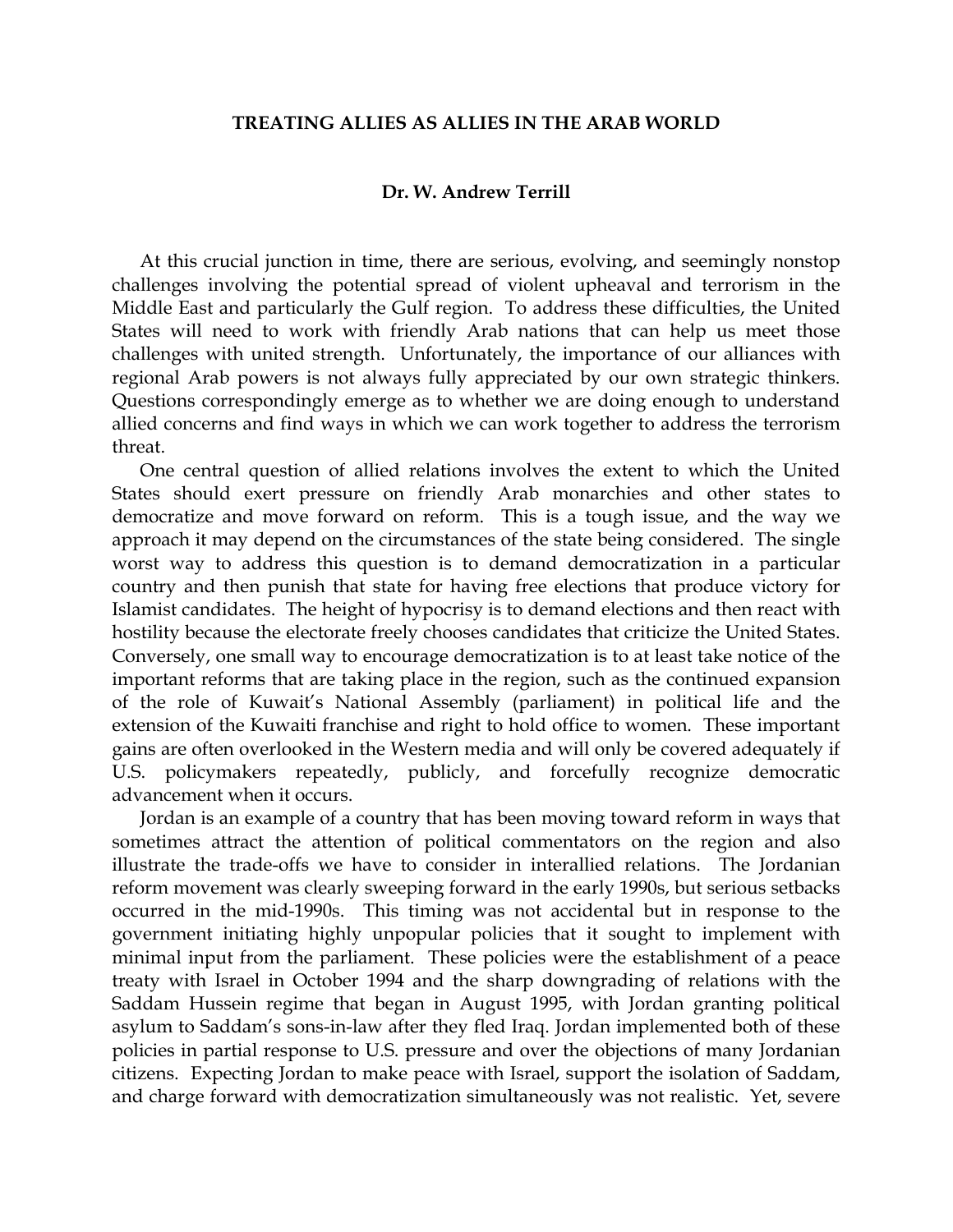# TREATING ALLIES AS ALLIES IN THE ARAB WORLD

**Dr. W. Andrew Terrill**

At this crucial junction in time, there are serious, evolving, and seemingly nonstop challenges involving the potential spread of violent upheaval and terrorism in the Middle East and particularly the Gulf region. To address these difficulties, the United States will need to work with friendly Arab nations that can help us meet those challenges with united strength. Unfortunately, the importance of our alliances with regional Arab powers is not always fully appreciated by our own strategic thinkers. Questions correspondingly emerge as to whether we are doing enough to understand allied concerns and find ways in which we can work together to address the terrorism threat.

One central question of allied relations involves the extent to which the United States should exert pressure on friendly Arab monarchies and other states to democratize and move forward on reform. This is a tough issue, and the way we approach it may depend on the circumstances of the state being considered. The single worst way to address this question is to demand democratization in a particular country and then punish that state for having free elections that produce victory for Islamist candidates. The height of hypocrisy is to demand elections and then react with hostility because the electorate freely chooses candidates that criticize the United States. Conversely, one small way to encourage democratization is to at least take notice of the important reforms that are taking place in the region, such as the continued expansion of the role of Kuwait's National Assembly (parliament) in political life and the extension of the Kuwaiti franchise and right to hold office to women. These important gains are often overlooked in the Western media and will only be covered adequately if U.S. policymakers repeatedly, publicly, and forcefully recognize democratic advancement when it occurs.

Jordan is an example of a country that has been moving toward reform in ways that sometimes attract the attention of political commentators on the region and also illustrate the trade-offs we have to consider in interallied relations. The Jordanian reform movement was clearly sweeping forward in the early 1990s, but serious setbacks occurred in the mid-1990s. This timing was not accidental but in response to the government initiating highly unpopular policies that it sought to implement with minimal input from the parliament. These policies were the establishment of a peace treaty with Israel in October 1994 and the sharp downgrading of relations with the Saddam Hussein regime that began in August 1995, with Jordan granting political asylum to Saddam's sons-in-law after they fled Iraq. Jordan implemented both of these policies in partial response to U.S. pressure and over the objections of many Jordanian citizens. Expecting Jordan to make peace with Israel, support the isolation of Saddam, and charge forward with democratization simultaneously was not realistic. Yet, severe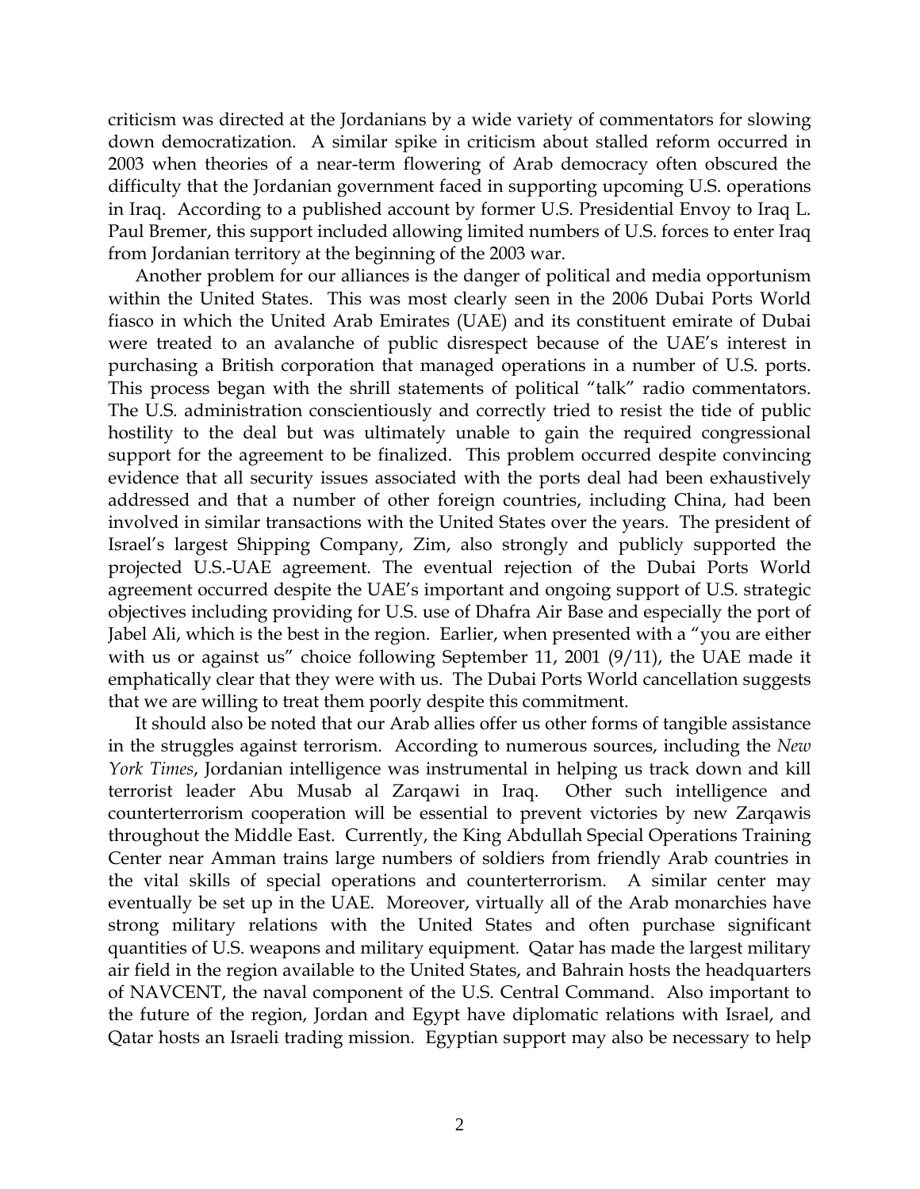criticism was directed at the Jordanians by a wide variety of commentators for slowing down democratization. A similar spike in criticism about stalled reform occurred in 2003 when theories of a near-term flowering of Arab democracy often obscured the difficulty that the Jordanian government faced in supporting upcoming U.S. operations in Iraq. According to a published account by former U.S. Presidential Envoy to Iraq L. Paul Bremer, this support included allowing limited numbers of U.S. forces to enter Iraq from Jordanian territory at the beginning of the 2003 war.

Another problem for our alliances is the danger of political and media opportunism within the United States. This was most clearly seen in the 2006 Dubai Ports World fiasco in which the United Arab Emirates (UAE) and its constituent emirate of Dubai were treated to an avalanche of public disrespect because of the UAE's interest in purchasing a British corporation that managed operations in a number of U.S. ports. This process began with the shrill statements of political "talk" radio commentators. The U.S. administration conscientiously and correctly tried to resist the tide of public hostility to the deal but was ultimately unable to gain the required congressional support for the agreement to be finalized. This problem occurred despite convincing evidence that all security issues associated with the ports deal had been exhaustively addressed and that a number of other foreign countries, including China, had been involved in similar transactions with the United States over the years. The president of Israel's largest Shipping Company, Zim, also strongly and publicly supported the projected U.S.-UAE agreement. The eventual rejection of the Dubai Ports World agreement occurred despite the UAE's important and ongoing support of U.S. strategic objectives including providing for U.S. use of Dhafra Air Base and especially the port of Jabel Ali, which is the best in the region. Earlier, when presented with a "you are either with us or against us" choice following September 11, 2001 (9/11), the UAE made it emphatically clear that they were with us. The Dubai Ports World cancellation suggests that we are willing to treat them poorly despite this commitment.

It should also be noted that our Arab allies offer us other forms of tangible assistance in the struggles against terrorism. According to numerous sources, including the *New York Times*, Jordanian intelligence was instrumental in helping us track down and kill terrorist leader Abu Musab al Zarqawi in Iraq. Other such intelligence and counterterrorism cooperation will be essential to prevent victories by new Zarqawis throughout the Middle East. Currently, the King Abdullah Special Operations Training Center near Amman trains large numbers of soldiers from friendly Arab countries in the vital skills of special operations and counterterrorism. A similar center may eventually be set up in the UAE. Moreover, virtually all of the Arab monarchies have strong military relations with the United States and often purchase significant quantities of U.S. weapons and military equipment. Qatar has made the largest military air field in the region available to the United States, and Bahrain hosts the headquarters of NAVCENT, the naval component of the U.S. Central Command. Also important to the future of the region, Jordan and Egypt have diplomatic relations with Israel, and Qatar hosts an Israeli trading mission. Egyptian support may also be necessary to help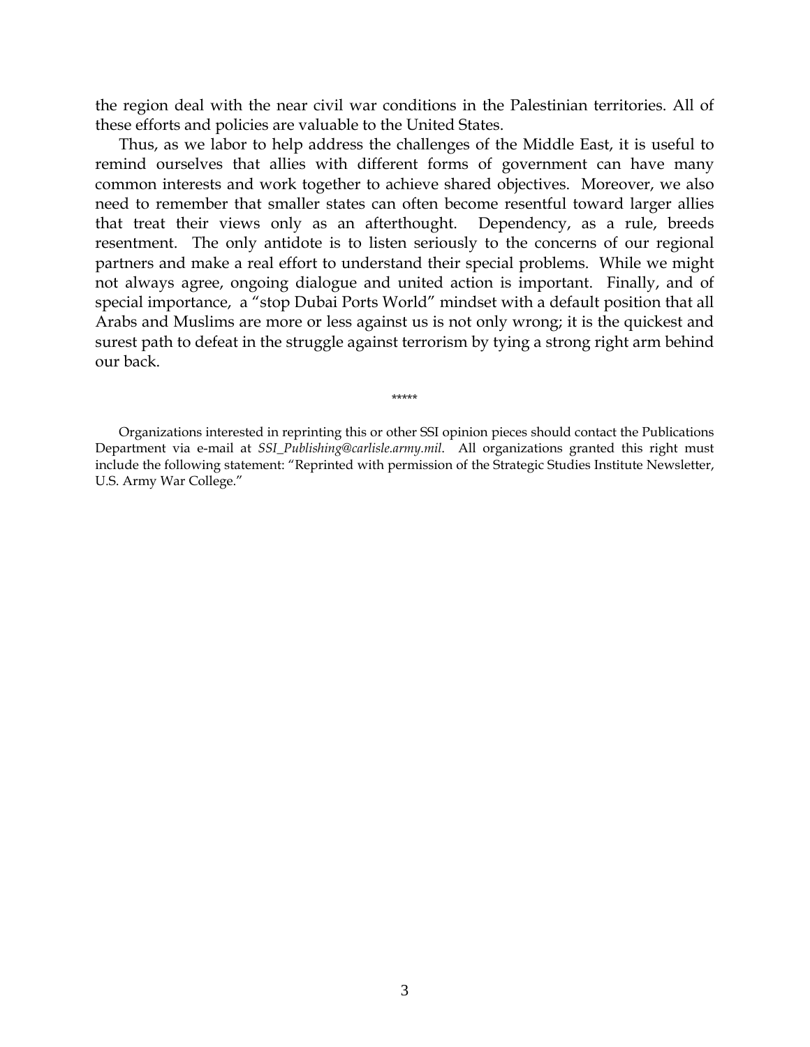the region deal with the near civil war conditions in the Palestinian territories. All of these efforts and policies are valuable to the United States.

Thus, as we labor to help address the challenges of the Middle East, it is useful to remind ourselves that allies with different forms of government can have many common interests and work together to achieve shared objectives. Moreover, we also need to remember that smaller states can often become resentful toward larger allies that treat their views only as an afterthought. Dependency, as a rule, breeds resentment. The only antidote is to listen seriously to the concerns of our regional partners and make a real effort to understand their special problems. While we might not always agree, ongoing dialogue and united action is important. Finally, and of special importance, a "stop Dubai Ports World" mindset with a default position that all Arabs and Muslims are more or less against us is not only wrong; it is the quickest and surest path to defeat in the struggle against terrorism by tying a strong right arm behind our back.

*****

Organizations interested in reprinting this or other SSI opinion pieces should contact the Publications Department via e-mail at *SSI_Publishing@carlisle.army.mil*. All organizations granted this right must include the following statement: "Reprinted with permission of the Strategic Studies Institute Newsletter, U.S. Army War College."